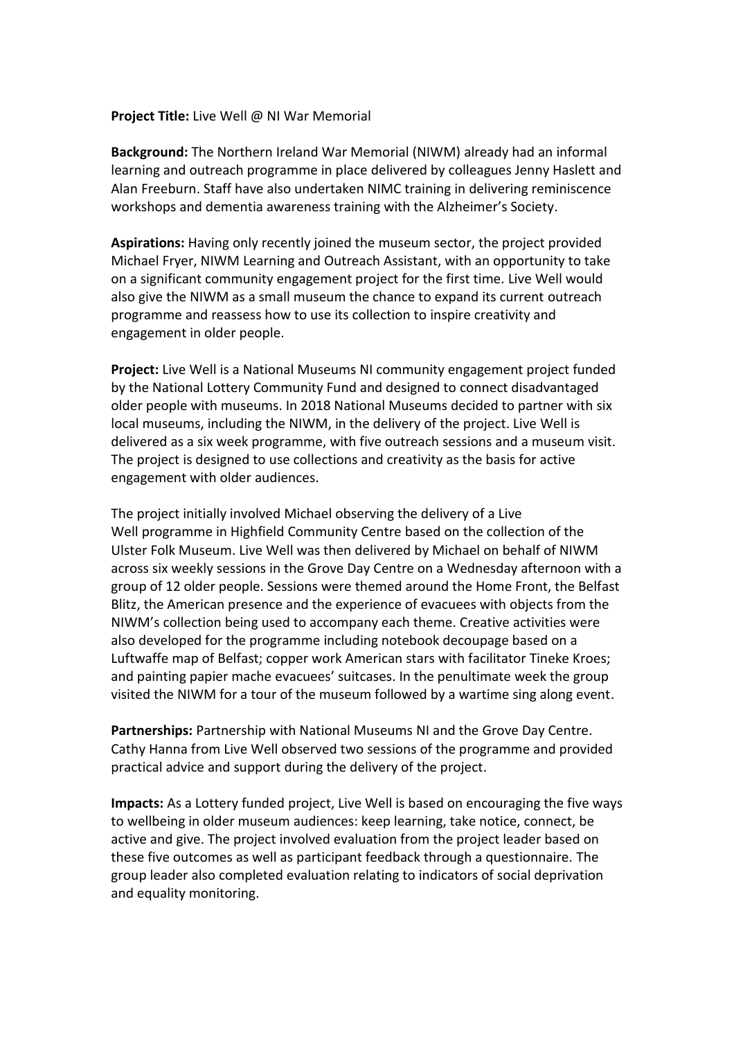**Project Title:** Live Well @ NI War Memorial

**Background:** The Northern Ireland War Memorial (NIWM) already had an informal learning and outreach programme in place delivered by colleagues Jenny Haslett and Alan Freeburn. Staff have also undertaken NIMC training in delivering reminiscence workshops and dementia awareness training with the Alzheimer's Society.

**Aspirations:** Having only recently joined the museum sector, the project provided Michael Fryer, NIWM Learning and Outreach Assistant, with an opportunity to take on a significant community engagement project for the first time. Live Well would also give the NIWM as a small museum the chance to expand its current outreach programme and reassess how to use its collection to inspire creativity and engagement in older people.

**Project:** Live Well is a National Museums NI community engagement project funded by the National Lottery Community Fund and designed to connect disadvantaged older people with museums. In 2018 National Museums decided to partner with six local museums, including the NIWM, in the delivery of the project. Live Well is delivered as a six week programme, with five outreach sessions and a museum visit. The project is designed to use collections and creativity as the basis for active engagement with older audiences.

The project initially involved Michael observing the delivery of a Live Well programme in Highfield Community Centre based on the collection of the Ulster Folk Museum. Live Well was then delivered by Michael on behalf of NIWM across six weekly sessions in the Grove Day Centre on a Wednesday afternoon with a group of 12 older people. Sessions were themed around the Home Front, the Belfast Blitz, the American presence and the experience of evacuees with objects from the NIWM's collection being used to accompany each theme. Creative activities were also developed for the programme including notebook decoupage based on a Luftwaffe map of Belfast; copper work American stars with facilitator Tineke Kroes; and painting papier mache evacuees' suitcases. In the penultimate week the group visited the NIWM for a tour of the museum followed by a wartime sing along event.

**Partnerships:** Partnership with National Museums NI and the Grove Day Centre. Cathy Hanna from Live Well observed two sessions of the programme and provided practical advice and support during the delivery of the project.

**Impacts:** As a Lottery funded project, Live Well is based on encouraging the five ways to wellbeing in older museum audiences: keep learning, take notice, connect, be active and give. The project involved evaluation from the project leader based on these five outcomes as well as participant feedback through a questionnaire. The group leader also completed evaluation relating to indicators of social deprivation and equality monitoring.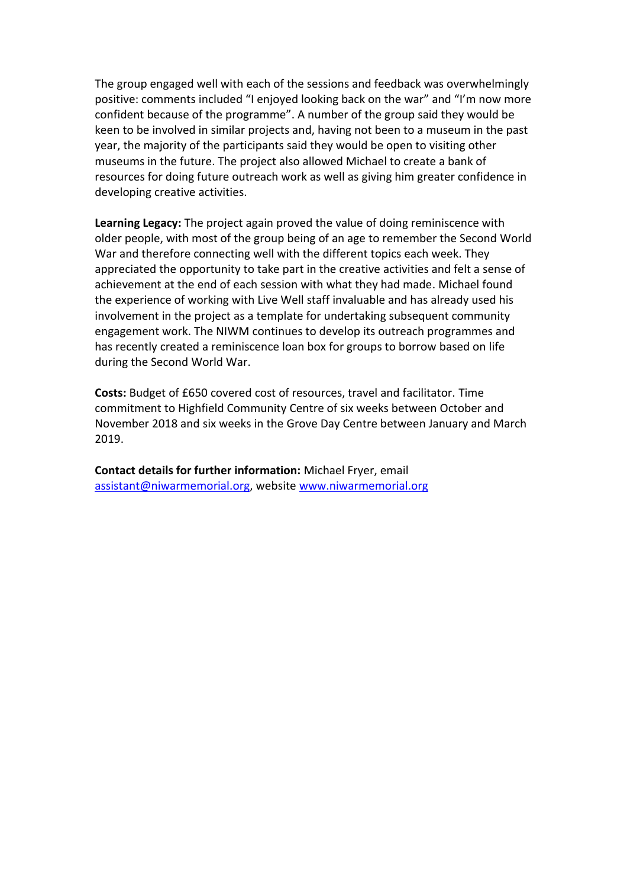The group engaged well with each of the sessions and feedback was overwhelmingly positive: comments included "I enjoyed looking back on the war" and "I'm now more confident because of the programme". A number of the group said they would be keen to be involved in similar projects and, having not been to a museum in the past year, the majority of the participants said they would be open to visiting other museums in the future. The project also allowed Michael to create a bank of resources for doing future outreach work as well as giving him greater confidence in developing creative activities.

**Learning Legacy:** The project again proved the value of doing reminiscence with older people, with most of the group being of an age to remember the Second World War and therefore connecting well with the different topics each week. They appreciated the opportunity to take part in the creative activities and felt a sense of achievement at the end of each session with what they had made. Michael found the experience of working with Live Well staff invaluable and has already used his involvement in the project as a template for undertaking subsequent community engagement work. The NIWM continues to develop its outreach programmes and has recently created a reminiscence loan box for groups to borrow based on life during the Second World War.

**Costs:** Budget of £650 covered cost of resources, travel and facilitator. Time commitment to Highfield Community Centre of six weeks between October and November 2018 and six weeks in the Grove Day Centre between January and March 2019.

**Contact details for further information:** Michael Fryer, email assistant@niwarmemorial.org, website www.niwarmemorial.org